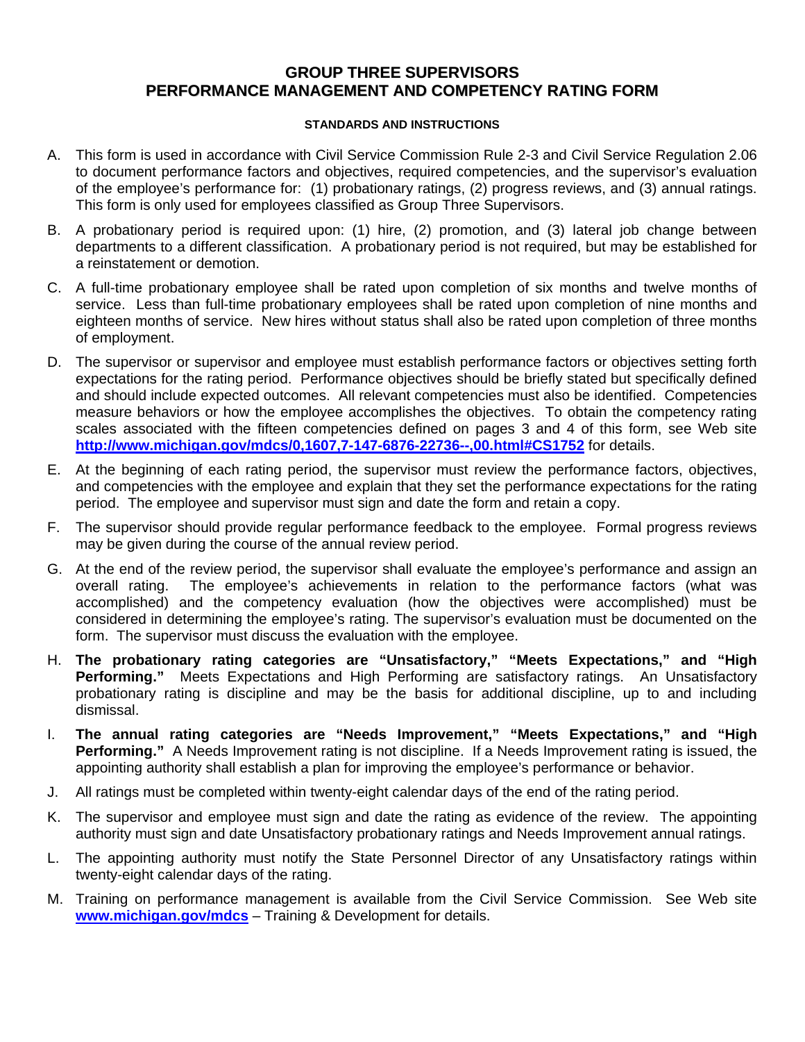# GROUP THREE SUPERVISORS
# PERFORMANCE MANAGEMENT AND COMPETENCY RATING FORM

**STANDARDS AND INSTRUCTIONS**

A. This form is used in accordance with Civil Service Commission Rule 2-3 and Civil Service Regulation 2.06 to document performance factors and objectives, required competencies, and the supervisor's evaluation of the employee's performance for: (1) probationary ratings, (2) progress reviews, and (3) annual ratings. This form is only used for employees classified as Group Three Supervisors.

B. A probationary period is required upon: (1) hire, (2) promotion, and (3) lateral job change between departments to a different classification. A probationary period is not required, but may be established for a reinstatement or demotion.

C. A full-time probationary employee shall be rated upon completion of six months and twelve months of service. Less than full-time probationary employees shall be rated upon completion of nine months and eighteen months of service. New hires without status shall also be rated upon completion of three months of employment.

D. The supervisor or supervisor and employee must establish performance factors or objectives setting forth expectations for the rating period. Performance objectives should be briefly stated but specifically defined and should include expected outcomes. All relevant competencies must also be identified. Competencies measure behaviors or how the employee accomplishes the objectives. To obtain the competency rating scales associated with the fifteen competencies defined on pages 3 and 4 of this form, see Web site **http://www.michigan.gov/mdcs/0,1607,7-147-6876-22736--,00.html#CS1752** for details.

E. At the beginning of each rating period, the supervisor must review the performance factors, objectives, and competencies with the employee and explain that they set the performance expectations for the rating period. The employee and supervisor must sign and date the form and retain a copy.

F. The supervisor should provide regular performance feedback to the employee. Formal progress reviews may be given during the course of the annual review period.

G. At the end of the review period, the supervisor shall evaluate the employee's performance and assign an overall rating. The employee's achievements in relation to the performance factors (what was accomplished) and the competency evaluation (how the objectives were accomplished) must be considered in determining the employee's rating. The supervisor's evaluation must be documented on the form. The supervisor must discuss the evaluation with the employee.

H. **The probationary rating categories are "Unsatisfactory," "Meets Expectations," and "High Performing."** Meets Expectations and High Performing are satisfactory ratings. An Unsatisfactory probationary rating is discipline and may be the basis for additional discipline, up to and including dismissal.

I. **The annual rating categories are "Needs Improvement," "Meets Expectations," and "High Performing."** A Needs Improvement rating is not discipline. If a Needs Improvement rating is issued, the appointing authority shall establish a plan for improving the employee's performance or behavior.

J. All ratings must be completed within twenty-eight calendar days of the end of the rating period.

K. The supervisor and employee must sign and date the rating as evidence of the review. The appointing authority must sign and date Unsatisfactory probationary ratings and Needs Improvement annual ratings.

L. The appointing authority must notify the State Personnel Director of any Unsatisfactory ratings within twenty-eight calendar days of the rating.

M. Training on performance management is available from the Civil Service Commission. See Web site **www.michigan.gov/mdcs** – Training & Development for details.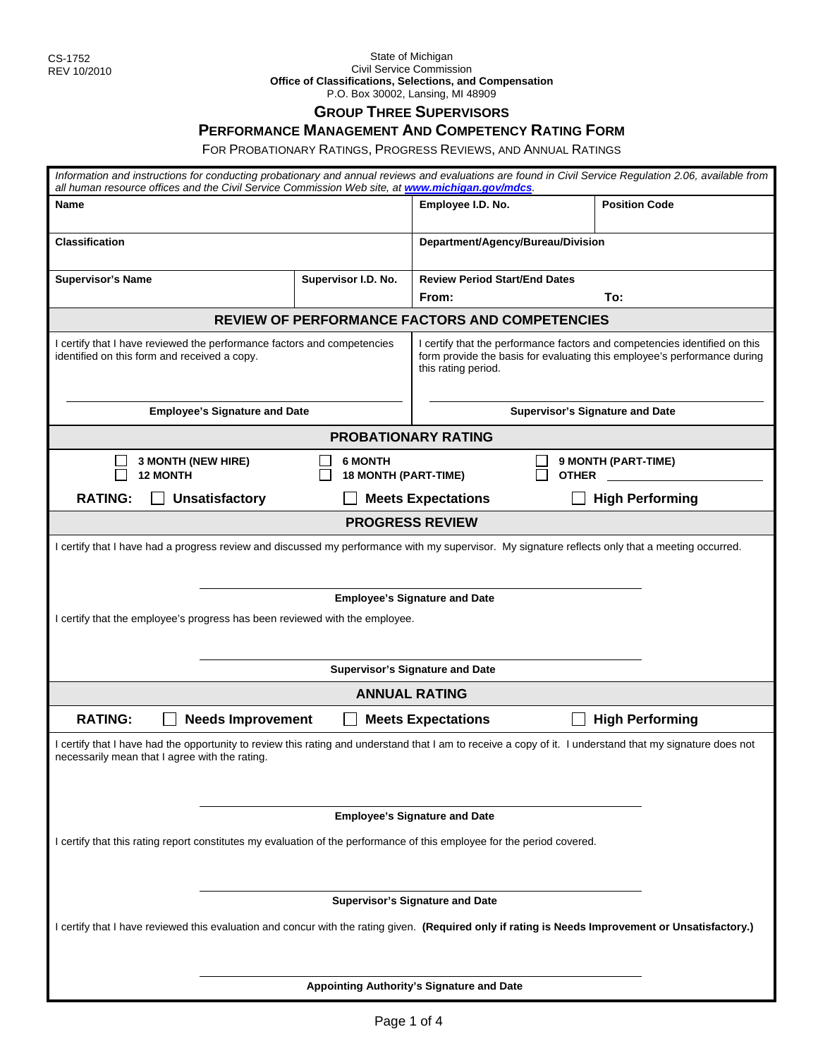CS-1752
REV 10/2010

State of Michigan
Civil Service Commission
**Office of Classifications, Selections, and Compensation**
P.O. Box 30002, Lansing, MI 48909

# GROUP THREE SUPERVISORS

## PERFORMANCE MANAGEMENT AND COMPETENCY RATING FORM

FOR PROBATIONARY RATINGS, PROGRESS REVIEWS, AND ANNUAL RATINGS

*Information and instructions for conducting probationary and annual reviews and evaluations are found in Civil Service Regulation 2.06, available from all human resource offices and the Civil Service Commission Web site, at **www.michigan.gov/mdcs**.*

| **Name** | | **Employee I.D. No.** | **Position Code** |
|---|---|---|---|
| **Classification** | | **Department/Agency/Bureau/Division** | |
| **Supervisor's Name** | **Supervisor I.D. No.** | **Review Period Start/End Dates** From: | To: |

### REVIEW OF PERFORMANCE FACTORS AND COMPETENCIES

I certify that I have reviewed the performance factors and competencies identified on this form and received a copy.

**Employee's Signature and Date**

I certify that the performance factors and competencies identified on this form provide the basis for evaluating this employee's performance during this rating period.

**Supervisor's Signature and Date**

### PROBATIONARY RATING

☐ **3 MONTH (NEW HIRE)** ☐ **6 MONTH** ☐ **9 MONTH (PART-TIME)**
☐ **12 MONTH** ☐ **18 MONTH (PART-TIME)** ☐ **OTHER** ______

**RATING:** ☐ **Unsatisfactory** ☐ **Meets Expectations** ☐ **High Performing**

### PROGRESS REVIEW

I certify that I have had a progress review and discussed my performance with my supervisor. My signature reflects only that a meeting occurred.

**Employee's Signature and Date**

I certify that the employee's progress has been reviewed with the employee.

**Supervisor's Signature and Date**

### ANNUAL RATING

**RATING:** ☐ **Needs Improvement** ☐ **Meets Expectations** ☐ **High Performing**

I certify that I have had the opportunity to review this rating and understand that I am to receive a copy of it. I understand that my signature does not necessarily mean that I agree with the rating.

**Employee's Signature and Date**

I certify that this rating report constitutes my evaluation of the performance of this employee for the period covered.

**Supervisor's Signature and Date**

I certify that I have reviewed this evaluation and concur with the rating given. **(Required only if rating is Needs Improvement or Unsatisfactory.)**

**Appointing Authority's Signature and Date**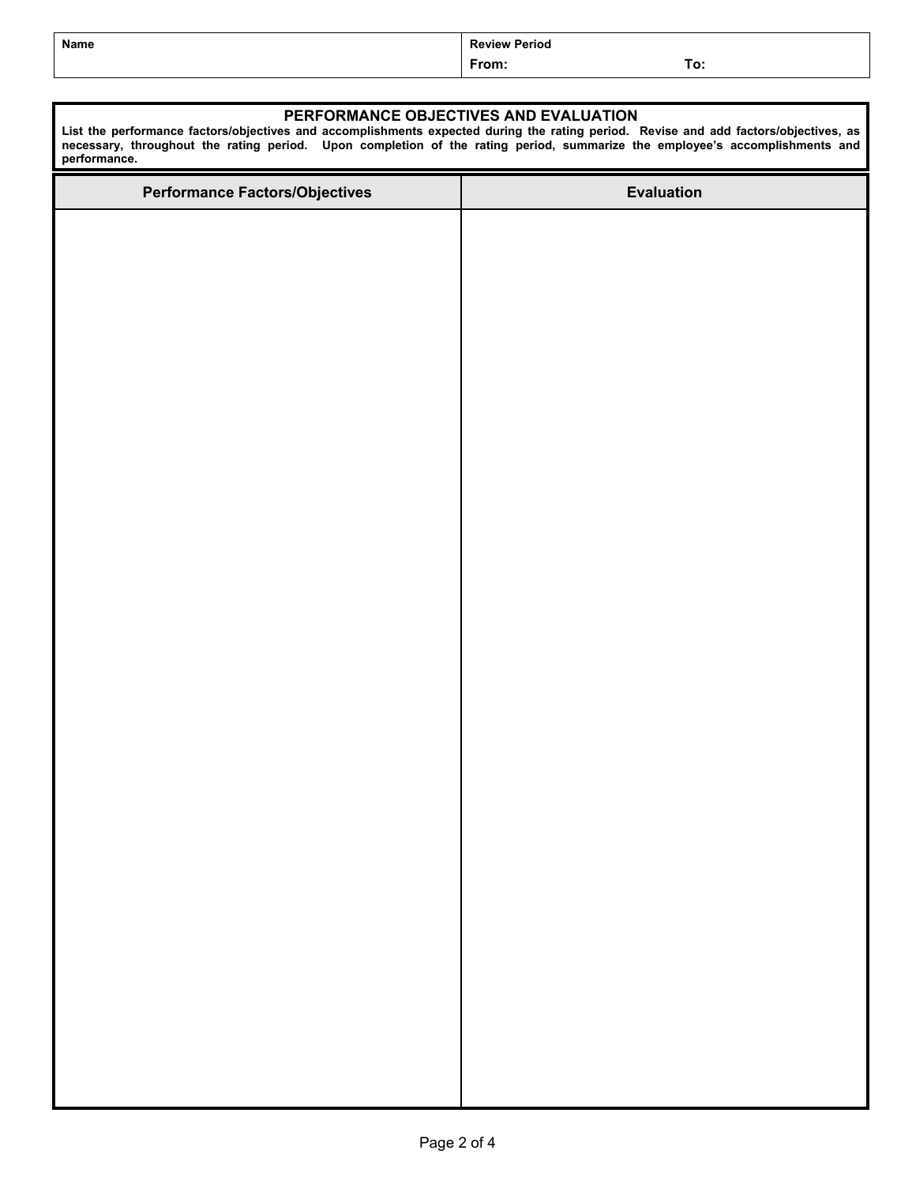| Name | Review Period<br>From: To: |
| --- | --- |

## PERFORMANCE OBJECTIVES AND EVALUATION

**List the performance factors/objectives and accomplishments expected during the rating period. Revise and add factors/objectives, as necessary, throughout the rating period. Upon completion of the rating period, summarize the employee's accomplishments and performance.**

| Performance Factors/Objectives | Evaluation |
| --- | --- |
| | |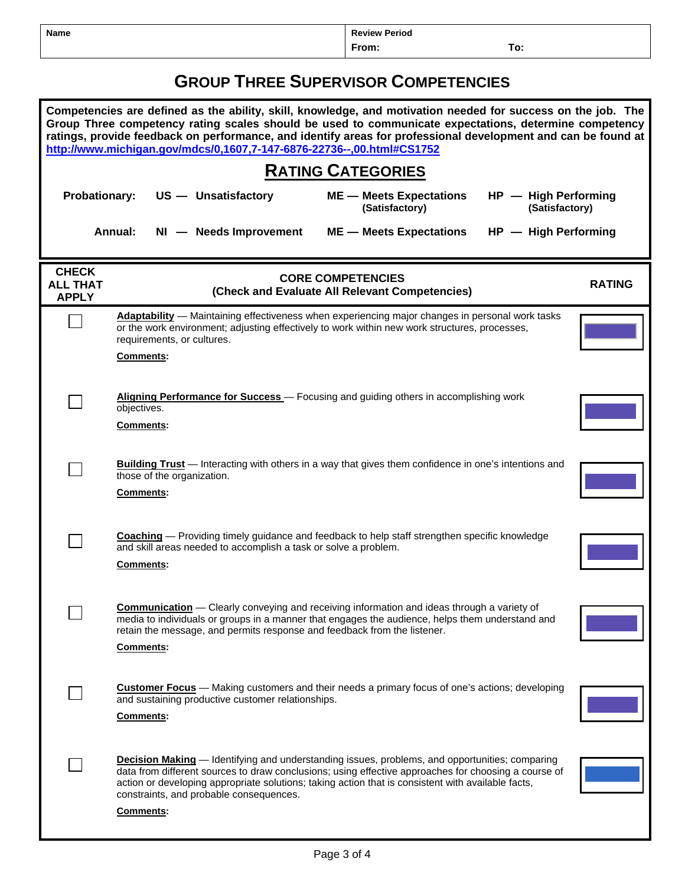| Name | Review Period From: | To: |
|---|---|---|

# GROUP THREE SUPERVISOR COMPETENCIES

**Competencies are defined as the ability, skill, knowledge, and motivation needed for success on the job. The Group Three competency rating scales should be used to communicate expectations, determine competency ratings, provide feedback on performance, and identify areas for professional development and can be found at [http://www.michigan.gov/mdcs/0,1607,7-147-6876-22736--,00.html#CS1752](http://www.michigan.gov/mdcs/0,1607,7-147-6876-22736--,00.html#CS1752)**

## RATING CATEGORIES

| | | | |
|---|---|---|---|
| **Probationary:** | **US — Unsatisfactory** | **ME — Meets Expectations (Satisfactory)** | **HP — High Performing (Satisfactory)** |
| **Annual:** | **NI — Needs Improvement** | **ME — Meets Expectations** | **HP — High Performing** |

| CHECK ALL THAT APPLY | CORE COMPETENCIES (Check and Evaluate All Relevant Competencies) | RATING |
|---|---|---|
| ☐ | **Adaptability** — Maintaining effectiveness when experiencing major changes in personal work tasks or the work environment; adjusting effectively to work within new work structures, processes, requirements, or cultures.<br>**Comments:** | |
| ☐ | **Aligning Performance for Success** — Focusing and guiding others in accomplishing work objectives.<br>**Comments:** | |
| ☐ | **Building Trust** — Interacting with others in a way that gives them confidence in one's intentions and those of the organization.<br>**Comments:** | |
| ☐ | **Coaching** — Providing timely guidance and feedback to help staff strengthen specific knowledge and skill areas needed to accomplish a task or solve a problem.<br>**Comments:** | |
| ☐ | **Communication** — Clearly conveying and receiving information and ideas through a variety of media to individuals or groups in a manner that engages the audience, helps them understand and retain the message, and permits response and feedback from the listener.<br>**Comments:** | |
| ☐ | **Customer Focus** — Making customers and their needs a primary focus of one's actions; developing and sustaining productive customer relationships.<br>**Comments:** | |
| ☐ | **Decision Making** — Identifying and understanding issues, problems, and opportunities; comparing data from different sources to draw conclusions; using effective approaches for choosing a course of action or developing appropriate solutions; taking action that is consistent with available facts, constraints, and probable consequences.<br>**Comments:** | |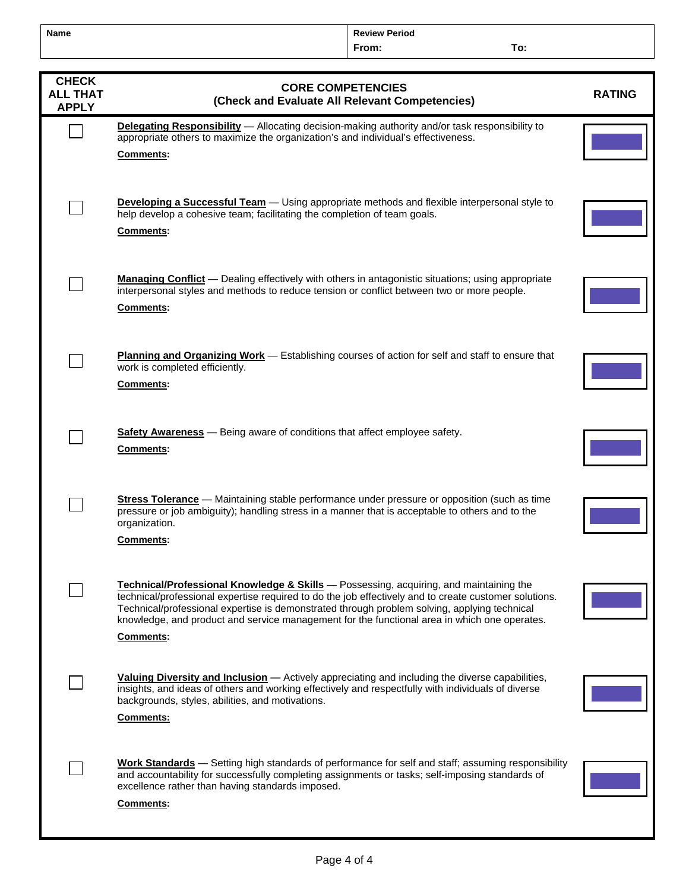| Name | Review Period From: To: |
|---|---|

| CHECK ALL THAT APPLY | CORE COMPETENCIES (Check and Evaluate All Relevant Competencies) | RATING |
|---|---|---|
| ☐ | **Delegating Responsibility** — Allocating decision-making authority and/or task responsibility to appropriate others to maximize the organization's and individual's effectiveness. **Comments:** | |
| ☐ | **Developing a Successful Team** — Using appropriate methods and flexible interpersonal style to help develop a cohesive team; facilitating the completion of team goals. **Comments:** | |
| ☐ | **Managing Conflict** — Dealing effectively with others in antagonistic situations; using appropriate interpersonal styles and methods to reduce tension or conflict between two or more people. **Comments:** | |
| ☐ | **Planning and Organizing Work** — Establishing courses of action for self and staff to ensure that work is completed efficiently. **Comments:** | |
| ☐ | **Safety Awareness** — Being aware of conditions that affect employee safety. **Comments:** | |
| ☐ | **Stress Tolerance** — Maintaining stable performance under pressure or opposition (such as time pressure or job ambiguity); handling stress in a manner that is acceptable to others and to the organization. **Comments:** | |
| ☐ | **Technical/Professional Knowledge & Skills** — Possessing, acquiring, and maintaining the technical/professional expertise required to do the job effectively and to create customer solutions. Technical/professional expertise is demonstrated through problem solving, applying technical knowledge, and product and service management for the functional area in which one operates. **Comments:** | |
| ☐ | **Valuing Diversity and Inclusion —** Actively appreciating and including the diverse capabilities, insights, and ideas of others and working effectively and respectfully with individuals of diverse backgrounds, styles, abilities, and motivations. **Comments:** | |
| ☐ | **Work Standards** — Setting high standards of performance for self and staff; assuming responsibility and accountability for successfully completing assignments or tasks; self-imposing standards of excellence rather than having standards imposed. **Comments:** | |